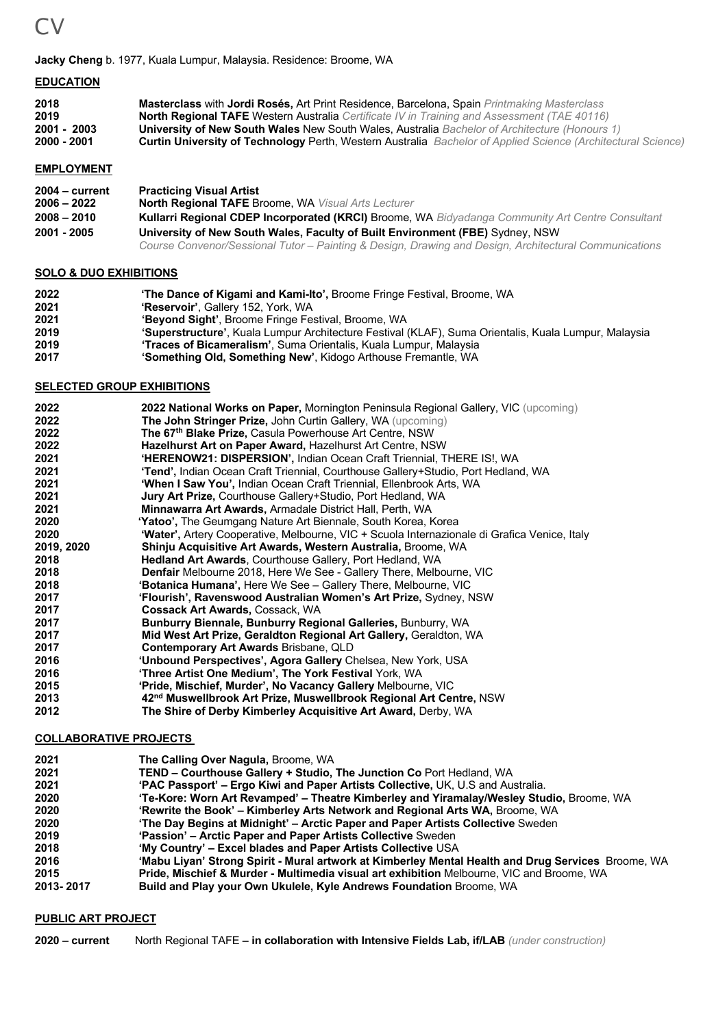# CV

**Jacky Cheng** b. 1977, Kuala Lumpur, Malaysia. Residence: Broome, WA

## EDUCATION

| | |
|---|---|
| **2018** | **Masterclass** with **Jordi Rosés,** Art Print Residence, Barcelona, Spain *Printmaking Masterclass* |
| **2019** | **North Regional TAFE** Western Australia *Certificate IV in Training and Assessment (TAE 40116)* |
| **2001 - 2003** | **University of New South Wales** New South Wales, Australia *Bachelor of Architecture (Honours 1)* |
| **2000 - 2001** | **Curtin University of Technology** Perth, Western Australia *Bachelor of Applied Science (Architectural Science)* |

## EMPLOYMENT

| | |
|---|---|
| **2004 – current** | **Practicing Visual Artist** |
| **2006 – 2022** | **North Regional TAFE** Broome, WA *Visual Arts Lecturer* |
| **2008 – 2010** | **Kullarri Regional CDEP Incorporated (KRCI)** Broome, WA *Bidyadanga Community Art Centre Consultant* |
| **2001 - 2005** | **University of New South Wales, Faculty of Built Environment (FBE)** Sydney, NSW *Course Convenor/Sessional Tutor – Painting & Design, Drawing and Design, Architectural Communications* |

## SOLO & DUO EXHIBITIONS

| | |
|---|---|
| **2022** | **'The Dance of Kigami and Kami-Ito',** Broome Fringe Festival, Broome, WA |
| **2021** | **'Reservoir'**, Gallery 152, York, WA |
| **2021** | **'Beyond Sight'**, Broome Fringe Festival, Broome, WA |
| **2019** | **'Superstructure'**, Kuala Lumpur Architecture Festival (KLAF), Suma Orientalis, Kuala Lumpur, Malaysia |
| **2019** | **'Traces of Bicameralism'**, Suma Orientalis, Kuala Lumpur, Malaysia |
| **2017** | **'Something Old, Something New'**, Kidogo Arthouse Fremantle, WA |

## SELECTED GROUP EXHIBITIONS

| | |
|---|---|
| **2022** | **2022 National Works on Paper,** Mornington Peninsula Regional Gallery, VIC (upcoming) |
| **2022** | **The John Stringer Prize,** John Curtin Gallery, WA (upcoming) |
| **2022** | **The 67th Blake Prize,** Casula Powerhouse Art Centre, NSW |
| **2022** | **Hazelhurst Art on Paper Award,** Hazelhurst Art Centre, NSW |
| **2021** | **'HERENOW21: DISPERSION',** Indian Ocean Craft Triennial, THERE IS!, WA |
| **2021** | **'Tend',** Indian Ocean Craft Triennial, Courthouse Gallery+Studio, Port Hedland, WA |
| **2021** | **'When I Saw You',** Indian Ocean Craft Triennial, Ellenbrook Arts, WA |
| **2021** | **Jury Art Prize,** Courthouse Gallery+Studio, Port Hedland, WA |
| **2021** | **Minnawarra Art Awards,** Armadale District Hall, Perth, WA |
| **2020** | **'Yatoo',** The Geumgang Nature Art Biennale, South Korea, Korea |
| **2020** | **'Water',** Artery Cooperative, Melbourne, VIC + Scuola Internazionale di Grafica Venice, Italy |
| **2019, 2020** | **Shinju Acquisitive Art Awards, Western Australia,** Broome, WA |
| **2018** | **Hedland Art Awards**, Courthouse Gallery, Port Hedland, WA |
| **2018** | **Denfair** Melbourne 2018, Here We See - Gallery There, Melbourne, VIC |
| **2018** | **'Botanica Humana',** Here We See – Gallery There, Melbourne, VIC |
| **2017** | **'Flourish', Ravenswood Australian Women's Art Prize,** Sydney, NSW |
| **2017** | **Cossack Art Awards,** Cossack, WA |
| **2017** | **Bunburry Biennale, Bunburry Regional Galleries,** Bunburry, WA |
| **2017** | **Mid West Art Prize, Geraldton Regional Art Gallery,** Geraldton, WA |
| **2017** | **Contemporary Art Awards** Brisbane, QLD |
| **2016** | **'Unbound Perspectives', Agora Gallery** Chelsea, New York, USA |
| **2016** | **'Three Artist One Medium', The York Festival** York, WA |
| **2015** | **'Pride, Mischief, Murder', No Vacancy Gallery** Melbourne, VIC |
| **2013** | **42nd Muswellbrook Art Prize, Muswellbrook Regional Art Centre,** NSW |
| **2012** | **The Shire of Derby Kimberley Acquisitive Art Award,** Derby, WA |

## COLLABORATIVE PROJECTS

| | |
|---|---|
| **2021** | **The Calling Over Nagula,** Broome, WA |
| **2021** | **TEND – Courthouse Gallery + Studio, The Junction Co** Port Hedland, WA |
| **2021** | **'PAC Passport' – Ergo Kiwi and Paper Artists Collective,** UK, U.S and Australia. |
| **2020** | **'Te-Kore: Worn Art Revamped' – Theatre Kimberley and Yiramalay/Wesley Studio,** Broome, WA |
| **2020** | **'Rewrite the Book' – Kimberley Arts Network and Regional Arts WA,** Broome, WA |
| **2020** | **'The Day Begins at Midnight' – Arctic Paper and Paper Artists Collective** Sweden |
| **2019** | **'Passion' – Arctic Paper and Paper Artists Collective** Sweden |
| **2018** | **'My Country' – Excel blades and Paper Artists Collective** USA |
| **2016** | **'Mabu Liyan' Strong Spirit - Mural artwork at Kimberley Mental Health and Drug Services** Broome, WA |
| **2015** | **Pride, Mischief & Murder - Multimedia visual art exhibition** Melbourne, VIC and Broome, WA |
| **2013- 2017** | **Build and Play your Own Ukulele, Kyle Andrews Foundation** Broome, WA |

## PUBLIC ART PROJECT

| | |
|---|---|
| **2020 – current** | North Regional TAFE **– in collaboration with Intensive Fields Lab, if/LAB** *(under construction)* |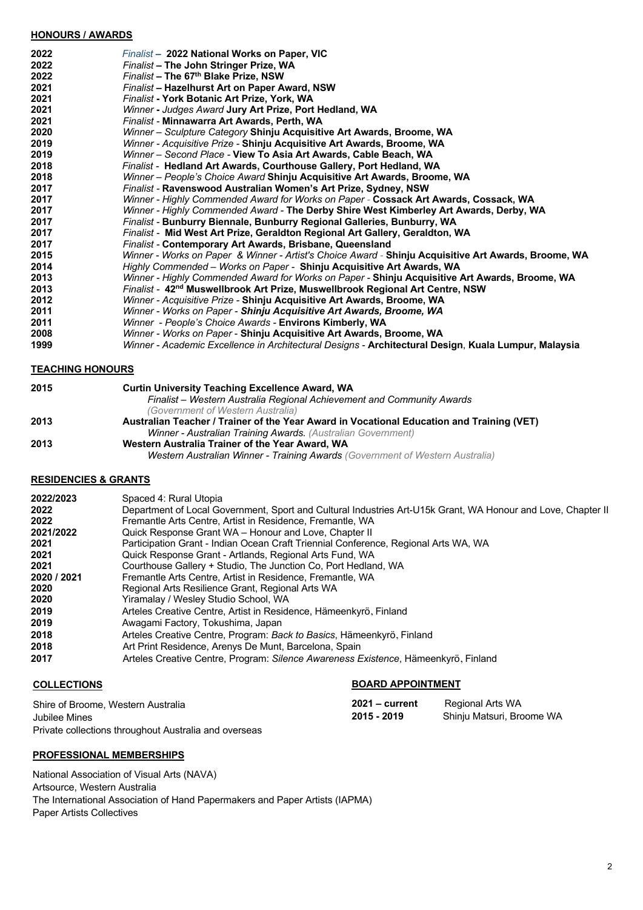## HONOURS / AWARDS

| | |
|---|---|
| **2022** | *Finalist* – **2022 National Works on Paper, VIC** |
| **2022** | *Finalist* – **The John Stringer Prize, WA** |
| **2022** | *Finalist* – **The 67th Blake Prize, NSW** |
| **2021** | *Finalist* – **Hazelhurst Art on Paper Award, NSW** |
| **2021** | *Finalist* - **York Botanic Art Prize, York, WA** |
| **2021** | *Winner* - *Judges Award* **Jury Art Prize, Port Hedland, WA** |
| **2021** | *Finalist* - **Minnawarra Art Awards, Perth, WA** |
| **2020** | *Winner – Sculpture Category* **Shinju Acquisitive Art Awards, Broome, WA** |
| **2019** | *Winner - Acquisitive Prize* - **Shinju Acquisitive Art Awards, Broome, WA** |
| **2019** | *Winner – Second Place* - **View To Asia Art Awards, Cable Beach, WA** |
| **2018** | *Finalist* - **Hedland Art Awards, Courthouse Gallery, Port Hedland, WA** |
| **2018** | *Winner – People's Choice Award* **Shinju Acquisitive Art Awards, Broome, WA** |
| **2017** | *Finalist* - **Ravenswood Australian Women's Art Prize, Sydney, NSW** |
| **2017** | *Winner - Highly Commended Award for Works on Paper* - **Cossack Art Awards, Cossack, WA** |
| **2017** | *Winner - Highly Commended Award* - **The Derby Shire West Kimberley Art Awards, Derby, WA** |
| **2017** | *Finalist* - **Bunburry Biennale, Bunburry Regional Galleries, Bunburry, WA** |
| **2017** | *Finalist* - **Mid West Art Prize, Geraldton Regional Art Gallery, Geraldton, WA** |
| **2017** | *Finalist* - **Contemporary Art Awards, Brisbane, Queensland** |
| **2015** | *Winner - Works on Paper & Winner - Artist's Choice Award* - **Shinju Acquisitive Art Awards, Broome, WA** |
| **2014** | *Highly Commended – Works on Paper* - **Shinju Acquisitive Art Awards, WA** |
| **2013** | *Winner - Highly Commended Award for Works on Paper* - **Shinju Acquisitive Art Awards, Broome, WA** |
| **2013** | *Finalist* - **42nd Muswellbrook Art Prize, Muswellbrook Regional Art Centre, NSW** |
| **2012** | *Winner - Acquisitive Prize* - **Shinju Acquisitive Art Awards, Broome, WA** |
| **2011** | *Winner - Works on Paper* - ***Shinju Acquisitive Art Awards, Broome, WA*** |
| **2011** | *Winner - People's Choice Awards* - **Environs Kimberly, WA** |
| **2008** | *Winner - Works on Paper* - **Shinju Acquisitive Art Awards, Broome, WA** |
| **1999** | *Winner - Academic Excellence in Architectural Designs* - **Architectural Design**, **Kuala Lumpur, Malaysia** |

## TEACHING HONOURS

**2015** **Curtin University Teaching Excellence Award, WA**
*Finalist – Western Australia Regional Achievement and Community Awards*
*(Government of Western Australia)*

**2013** **Australian Teacher / Trainer of the Year Award in Vocational Education and Training (VET)**
*Winner - Australian Training Awards. (Australian Government)*

**2013** **Western Australia Trainer of the Year Award, WA**
*Western Australian Winner - Training Awards (Government of Western Australia)*

## RESIDENCIES & GRANTS

| | |
|---|---|
| **2022/2023** | Spaced 4: Rural Utopia |
| **2022** | Department of Local Government, Sport and Cultural Industries Art-U15k Grant, WA Honour and Love, Chapter II |
| **2022** | Fremantle Arts Centre, Artist in Residence, Fremantle, WA |
| **2021/2022** | Quick Response Grant WA – Honour and Love, Chapter II |
| **2021** | Participation Grant - Indian Ocean Craft Triennial Conference, Regional Arts WA, WA |
| **2021** | Quick Response Grant - Artlands, Regional Arts Fund, WA |
| **2021** | Courthouse Gallery + Studio, The Junction Co, Port Hedland, WA |
| **2020 / 2021** | Fremantle Arts Centre, Artist in Residence, Fremantle, WA |
| **2020** | Regional Arts Resilience Grant, Regional Arts WA |
| **2020** | Yiramalay / Wesley Studio School, WA |
| **2019** | Arteles Creative Centre, Artist in Residence, Hämeenkyrö, Finland |
| **2019** | Awagami Factory, Tokushima, Japan |
| **2018** | Arteles Creative Centre, Program: *Back to Basics*, Hämeenkyrö, Finland |
| **2018** | Art Print Residence, Arenys De Munt, Barcelona, Spain |
| **2017** | Arteles Creative Centre, Program: *Silence Awareness Existence*, Hämeenkyrö, Finland |

## COLLECTIONS

Shire of Broome, Western Australia
Jubilee Mines
Private collections throughout Australia and overseas

## BOARD APPOINTMENT

**2021 – current** Regional Arts WA
**2015 - 2019** Shinju Matsuri, Broome WA

## PROFESSIONAL MEMBERSHIPS

National Association of Visual Arts (NAVA)
Artsource, Western Australia
The International Association of Hand Papermakers and Paper Artists (IAPMA)
Paper Artists Collectives